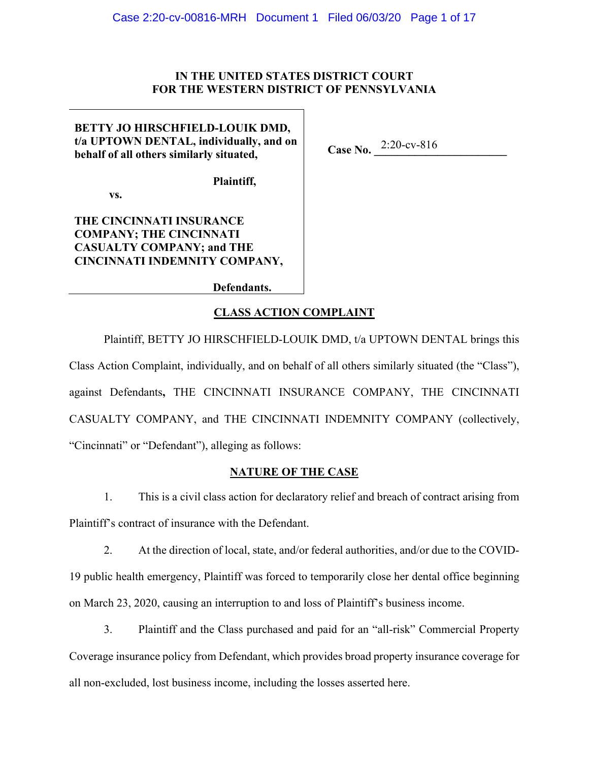**IN THE UNITED STATES DISTRICT COURT**
**FOR THE WESTERN DISTRICT OF PENNSYLVANIA**

| | |
|---|---|
| **BETTY JO HIRSCHFIELD-LOUIK DMD, t/a UPTOWN DENTAL, individually, and on behalf of all others similarly situated,** | **Case No.** 2:20-cv-816 |
| **Plaintiff,** | |
| **vs.** | |
| **THE CINCINNATI INSURANCE COMPANY; THE CINCINNATI CASUALTY COMPANY; and THE CINCINNATI INDEMNITY COMPANY,** | |
| **Defendants.** | |

## CLASS ACTION COMPLAINT

Plaintiff, BETTY JO HIRSCHFIELD-LOUIK DMD, t/a UPTOWN DENTAL brings this Class Action Complaint, individually, and on behalf of all others similarly situated (the "Class"), against Defendants**,** THE CINCINNATI INSURANCE COMPANY, THE CINCINNATI CASUALTY COMPANY, and THE CINCINNATI INDEMNITY COMPANY (collectively, "Cincinnati" or "Defendant"), alleging as follows:

## NATURE OF THE CASE

1. This is a civil class action for declaratory relief and breach of contract arising from Plaintiff's contract of insurance with the Defendant.

2. At the direction of local, state, and/or federal authorities, and/or due to the COVID-19 public health emergency, Plaintiff was forced to temporarily close her dental office beginning on March 23, 2020, causing an interruption to and loss of Plaintiff's business income.

3. Plaintiff and the Class purchased and paid for an "all-risk" Commercial Property Coverage insurance policy from Defendant, which provides broad property insurance coverage for all non-excluded, lost business income, including the losses asserted here.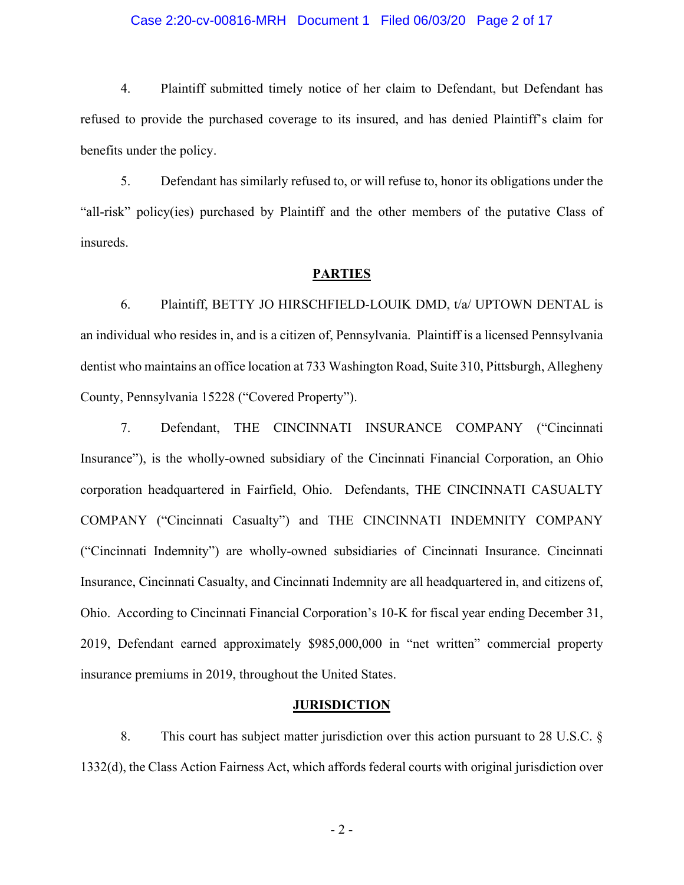4. Plaintiff submitted timely notice of her claim to Defendant, but Defendant has refused to provide the purchased coverage to its insured, and has denied Plaintiff's claim for benefits under the policy.

5. Defendant has similarly refused to, or will refuse to, honor its obligations under the "all-risk" policy(ies) purchased by Plaintiff and the other members of the putative Class of insureds.

## PARTIES

6. Plaintiff, BETTY JO HIRSCHFIELD-LOUIK DMD, t/a/ UPTOWN DENTAL is an individual who resides in, and is a citizen of, Pennsylvania. Plaintiff is a licensed Pennsylvania dentist who maintains an office location at 733 Washington Road, Suite 310, Pittsburgh, Allegheny County, Pennsylvania 15228 ("Covered Property").

7. Defendant, THE CINCINNATI INSURANCE COMPANY ("Cincinnati Insurance"), is the wholly-owned subsidiary of the Cincinnati Financial Corporation, an Ohio corporation headquartered in Fairfield, Ohio. Defendants, THE CINCINNATI CASUALTY COMPANY ("Cincinnati Casualty") and THE CINCINNATI INDEMNITY COMPANY ("Cincinnati Indemnity") are wholly-owned subsidiaries of Cincinnati Insurance. Cincinnati Insurance, Cincinnati Casualty, and Cincinnati Indemnity are all headquartered in, and citizens of, Ohio. According to Cincinnati Financial Corporation's 10-K for fiscal year ending December 31, 2019, Defendant earned approximately $985,000,000 in "net written" commercial property insurance premiums in 2019, throughout the United States.

## JURISDICTION

8. This court has subject matter jurisdiction over this action pursuant to 28 U.S.C. § 1332(d), the Class Action Fairness Act, which affords federal courts with original jurisdiction over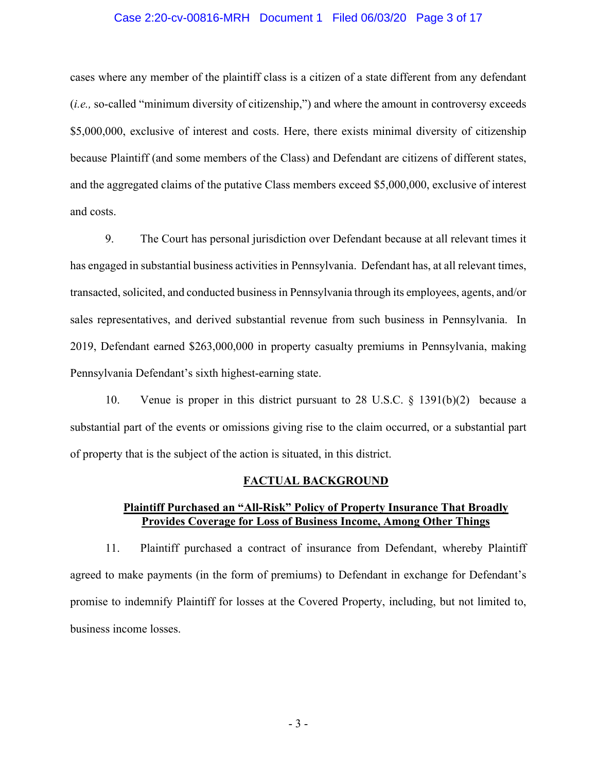cases where any member of the plaintiff class is a citizen of a state different from any defendant (*i.e.,* so-called "minimum diversity of citizenship,") and where the amount in controversy exceeds $5,000,000, exclusive of interest and costs. Here, there exists minimal diversity of citizenship because Plaintiff (and some members of the Class) and Defendant are citizens of different states, and the aggregated claims of the putative Class members exceed $5,000,000, exclusive of interest and costs.

9. The Court has personal jurisdiction over Defendant because at all relevant times it has engaged in substantial business activities in Pennsylvania. Defendant has, at all relevant times, transacted, solicited, and conducted business in Pennsylvania through its employees, agents, and/or sales representatives, and derived substantial revenue from such business in Pennsylvania. In 2019, Defendant earned $263,000,000 in property casualty premiums in Pennsylvania, making Pennsylvania Defendant's sixth highest-earning state.

10. Venue is proper in this district pursuant to 28 U.S.C. § 1391(b)(2) because a substantial part of the events or omissions giving rise to the claim occurred, or a substantial part of property that is the subject of the action is situated, in this district.

## FACTUAL BACKGROUND

### Plaintiff Purchased an "All-Risk" Policy of Property Insurance That Broadly Provides Coverage for Loss of Business Income, Among Other Things

11. Plaintiff purchased a contract of insurance from Defendant, whereby Plaintiff agreed to make payments (in the form of premiums) to Defendant in exchange for Defendant's promise to indemnify Plaintiff for losses at the Covered Property, including, but not limited to, business income losses.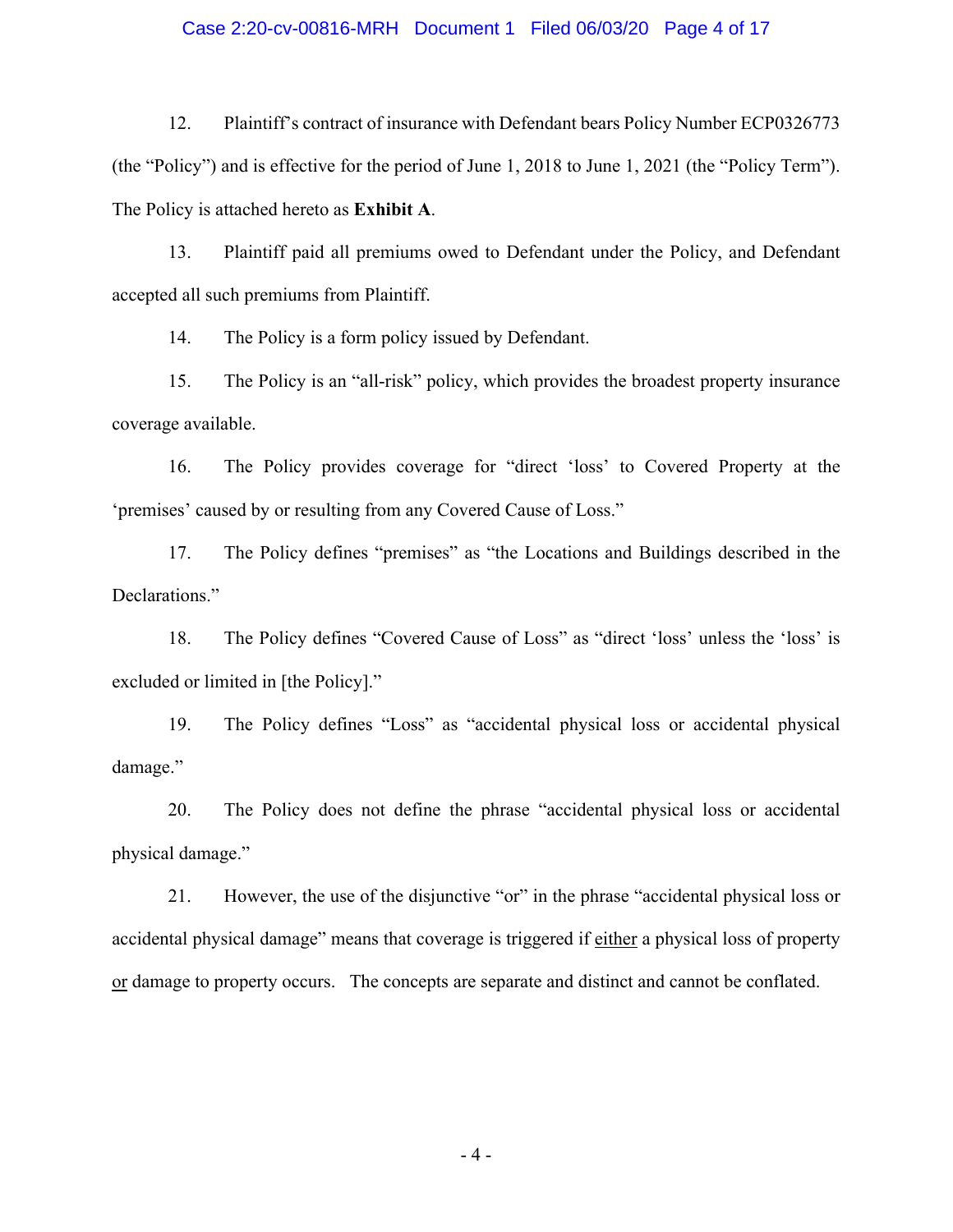12. Plaintiff's contract of insurance with Defendant bears Policy Number ECP0326773 (the "Policy") and is effective for the period of June 1, 2018 to June 1, 2021 (the "Policy Term"). The Policy is attached hereto as **Exhibit A**.

13. Plaintiff paid all premiums owed to Defendant under the Policy, and Defendant accepted all such premiums from Plaintiff.

14. The Policy is a form policy issued by Defendant.

15. The Policy is an "all-risk" policy, which provides the broadest property insurance coverage available.

16. The Policy provides coverage for "direct 'loss' to Covered Property at the 'premises' caused by or resulting from any Covered Cause of Loss."

17. The Policy defines "premises" as "the Locations and Buildings described in the Declarations."

18. The Policy defines "Covered Cause of Loss" as "direct 'loss' unless the 'loss' is excluded or limited in [the Policy]."

19. The Policy defines "Loss" as "accidental physical loss or accidental physical damage."

20. The Policy does not define the phrase "accidental physical loss or accidental physical damage."

21. However, the use of the disjunctive "or" in the phrase "accidental physical loss or accidental physical damage" means that coverage is triggered if <u>either</u> a physical loss of property <u>or</u> damage to property occurs. The concepts are separate and distinct and cannot be conflated.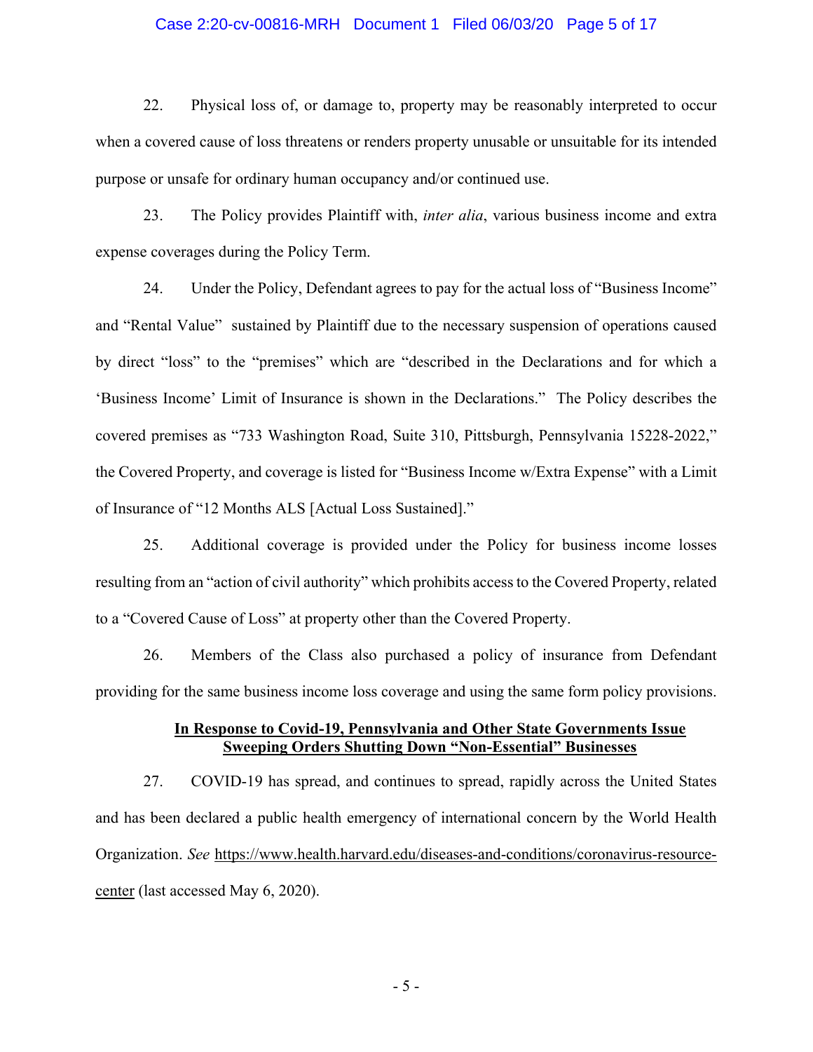22. Physical loss of, or damage to, property may be reasonably interpreted to occur when a covered cause of loss threatens or renders property unusable or unsuitable for its intended purpose or unsafe for ordinary human occupancy and/or continued use.

23. The Policy provides Plaintiff with, *inter alia*, various business income and extra expense coverages during the Policy Term.

24. Under the Policy, Defendant agrees to pay for the actual loss of "Business Income" and "Rental Value" sustained by Plaintiff due to the necessary suspension of operations caused by direct "loss" to the "premises" which are "described in the Declarations and for which a 'Business Income' Limit of Insurance is shown in the Declarations." The Policy describes the covered premises as "733 Washington Road, Suite 310, Pittsburgh, Pennsylvania 15228-2022," the Covered Property, and coverage is listed for "Business Income w/Extra Expense" with a Limit of Insurance of "12 Months ALS [Actual Loss Sustained]."

25. Additional coverage is provided under the Policy for business income losses resulting from an "action of civil authority" which prohibits access to the Covered Property, related to a "Covered Cause of Loss" at property other than the Covered Property.

26. Members of the Class also purchased a policy of insurance from Defendant providing for the same business income loss coverage and using the same form policy provisions.

**In Response to Covid-19, Pennsylvania and Other State Governments Issue Sweeping Orders Shutting Down "Non-Essential" Businesses**

27. COVID-19 has spread, and continues to spread, rapidly across the United States and has been declared a public health emergency of international concern by the World Health Organization. *See* https://www.health.harvard.edu/diseases-and-conditions/coronavirus-resource-center (last accessed May 6, 2020).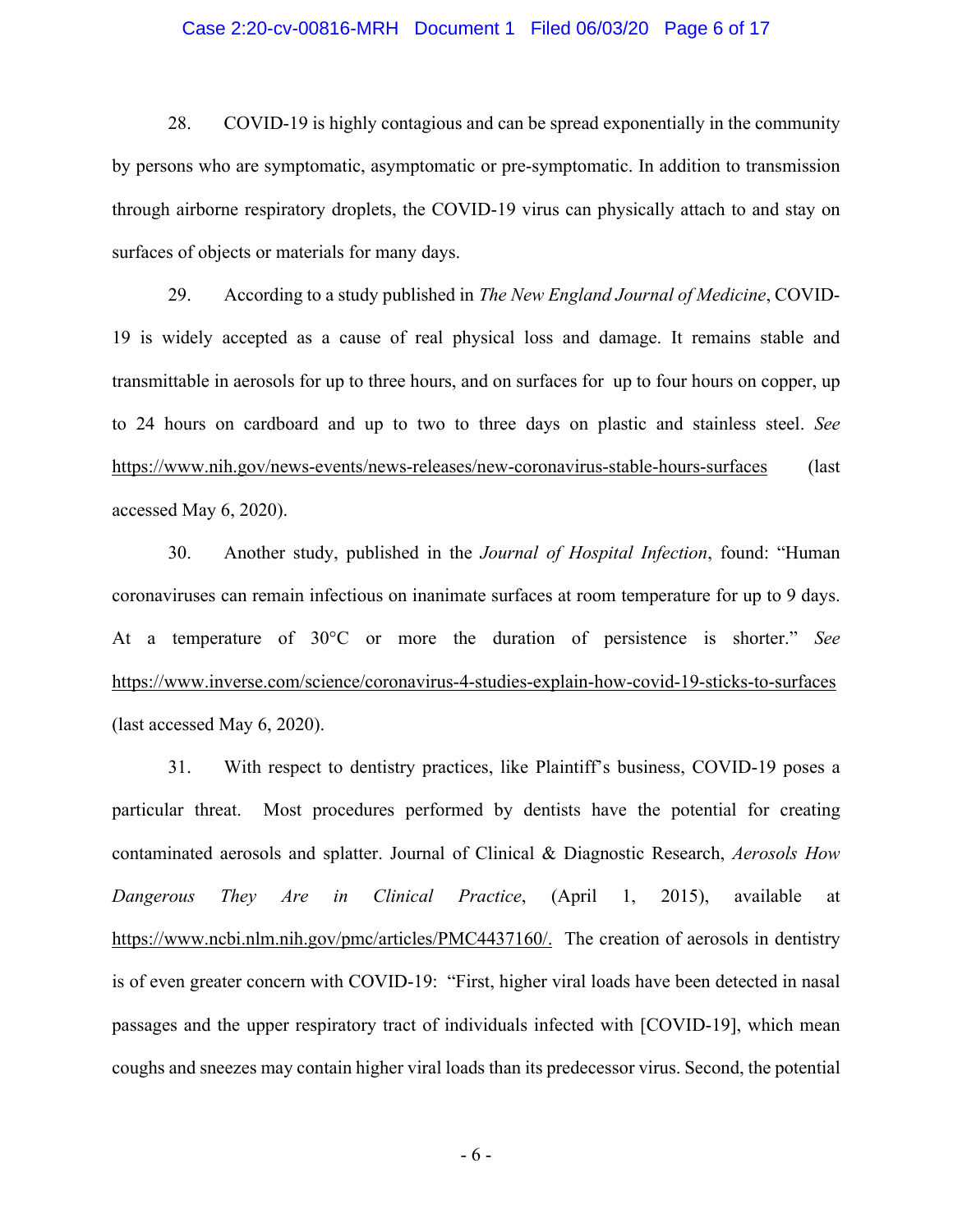28. COVID-19 is highly contagious and can be spread exponentially in the community by persons who are symptomatic, asymptomatic or pre-symptomatic. In addition to transmission through airborne respiratory droplets, the COVID-19 virus can physically attach to and stay on surfaces of objects or materials for many days.

29. According to a study published in *The New England Journal of Medicine*, COVID-19 is widely accepted as a cause of real physical loss and damage. It remains stable and transmittable in aerosols for up to three hours, and on surfaces for up to four hours on copper, up to 24 hours on cardboard and up to two to three days on plastic and stainless steel. *See* https://www.nih.gov/news-events/news-releases/new-coronavirus-stable-hours-surfaces (last accessed May 6, 2020).

30. Another study, published in the *Journal of Hospital Infection*, found: "Human coronaviruses can remain infectious on inanimate surfaces at room temperature for up to 9 days. At a temperature of 30°C or more the duration of persistence is shorter." *See* https://www.inverse.com/science/coronavirus-4-studies-explain-how-covid-19-sticks-to-surfaces (last accessed May 6, 2020).

31. With respect to dentistry practices, like Plaintiff's business, COVID-19 poses a particular threat. Most procedures performed by dentists have the potential for creating contaminated aerosols and splatter. Journal of Clinical & Diagnostic Research, *Aerosols How Dangerous They Are in Clinical Practice*, (April 1, 2015), available at https://www.ncbi.nlm.nih.gov/pmc/articles/PMC4437160/. The creation of aerosols in dentistry is of even greater concern with COVID-19: "First, higher viral loads have been detected in nasal passages and the upper respiratory tract of individuals infected with [COVID-19], which mean coughs and sneezes may contain higher viral loads than its predecessor virus. Second, the potential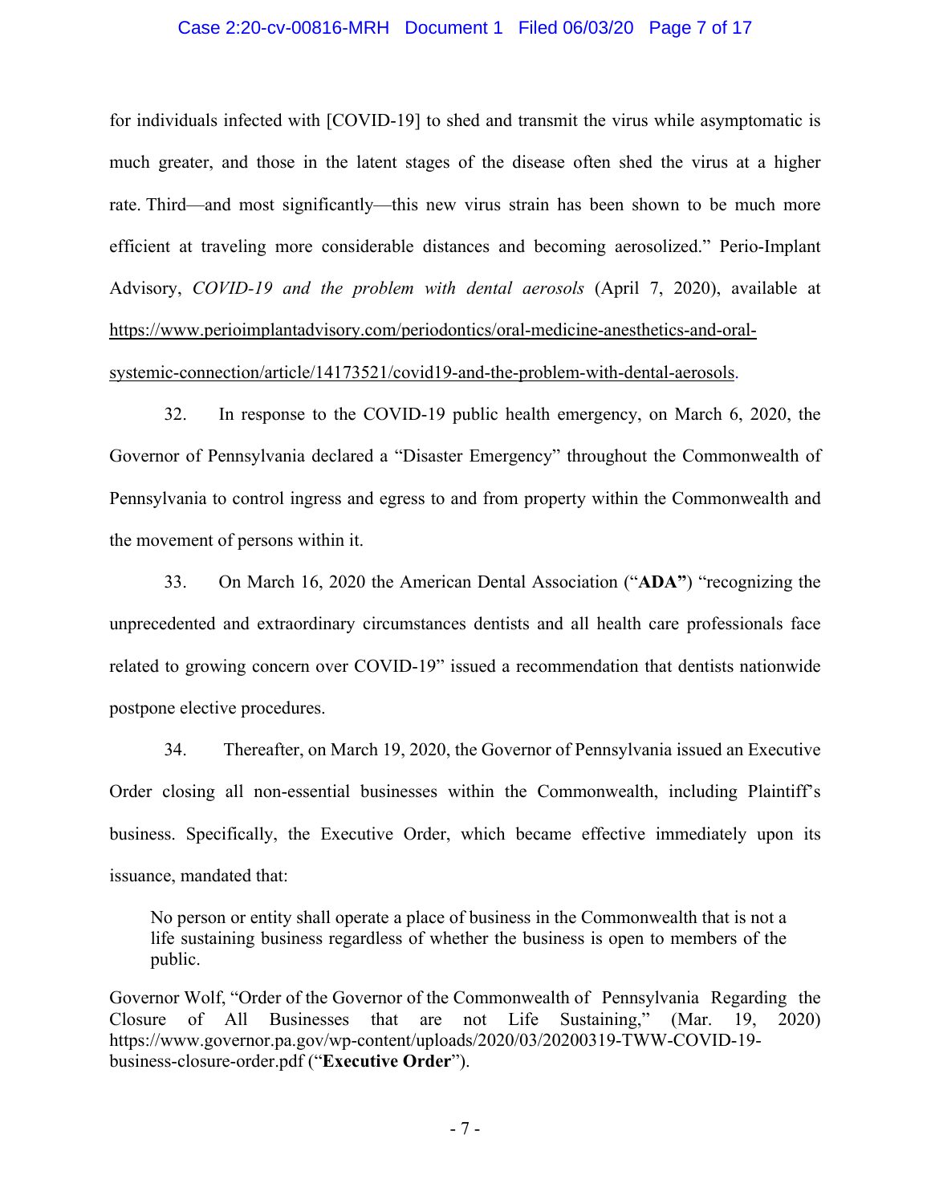for individuals infected with [COVID-19] to shed and transmit the virus while asymptomatic is much greater, and those in the latent stages of the disease often shed the virus at a higher rate. Third—and most significantly—this new virus strain has been shown to be much more efficient at traveling more considerable distances and becoming aerosolized." Perio-Implant Advisory, *COVID-19 and the problem with dental aerosols* (April 7, 2020), available at https://www.perioimplantadvisory.com/periodontics/oral-medicine-anesthetics-and-oral-systemic-connection/article/14173521/covid19-and-the-problem-with-dental-aerosols.

32. In response to the COVID-19 public health emergency, on March 6, 2020, the Governor of Pennsylvania declared a "Disaster Emergency" throughout the Commonwealth of Pennsylvania to control ingress and egress to and from property within the Commonwealth and the movement of persons within it.

33. On March 16, 2020 the American Dental Association ("**ADA**") "recognizing the unprecedented and extraordinary circumstances dentists and all health care professionals face related to growing concern over COVID-19" issued a recommendation that dentists nationwide postpone elective procedures.

34. Thereafter, on March 19, 2020, the Governor of Pennsylvania issued an Executive Order closing all non-essential businesses within the Commonwealth, including Plaintiff's business. Specifically, the Executive Order, which became effective immediately upon its issuance, mandated that:

> No person or entity shall operate a place of business in the Commonwealth that is not a life sustaining business regardless of whether the business is open to members of the public.

Governor Wolf, "Order of the Governor of the Commonwealth of Pennsylvania Regarding the Closure of All Businesses that are not Life Sustaining," (Mar. 19, 2020) https://www.governor.pa.gov/wp-content/uploads/2020/03/20200319-TWW-COVID-19-business-closure-order.pdf ("**Executive Order**").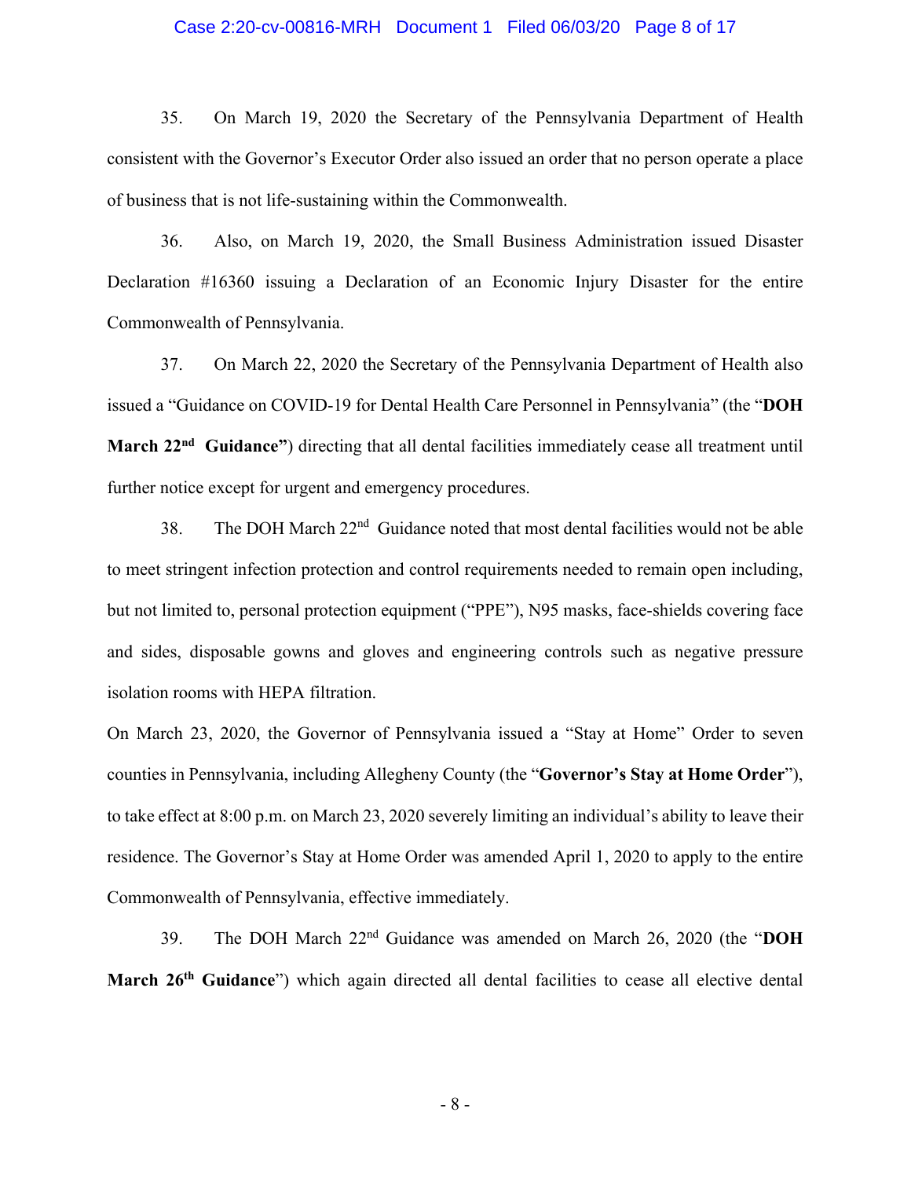35. On March 19, 2020 the Secretary of the Pennsylvania Department of Health consistent with the Governor's Executor Order also issued an order that no person operate a place of business that is not life-sustaining within the Commonwealth.

36. Also, on March 19, 2020, the Small Business Administration issued Disaster Declaration #16360 issuing a Declaration of an Economic Injury Disaster for the entire Commonwealth of Pennsylvania.

37. On March 22, 2020 the Secretary of the Pennsylvania Department of Health also issued a "Guidance on COVID-19 for Dental Health Care Personnel in Pennsylvania" (the "**DOH March 22nd Guidance"**) directing that all dental facilities immediately cease all treatment until further notice except for urgent and emergency procedures.

38. The DOH March 22nd Guidance noted that most dental facilities would not be able to meet stringent infection protection and control requirements needed to remain open including, but not limited to, personal protection equipment ("PPE"), N95 masks, face-shields covering face and sides, disposable gowns and gloves and engineering controls such as negative pressure isolation rooms with HEPA filtration.

On March 23, 2020, the Governor of Pennsylvania issued a "Stay at Home" Order to seven counties in Pennsylvania, including Allegheny County (the "**Governor's Stay at Home Order**"), to take effect at 8:00 p.m. on March 23, 2020 severely limiting an individual's ability to leave their residence. The Governor's Stay at Home Order was amended April 1, 2020 to apply to the entire Commonwealth of Pennsylvania, effective immediately.

39. The DOH March 22nd Guidance was amended on March 26, 2020 (the "**DOH March 26th Guidance**") which again directed all dental facilities to cease all elective dental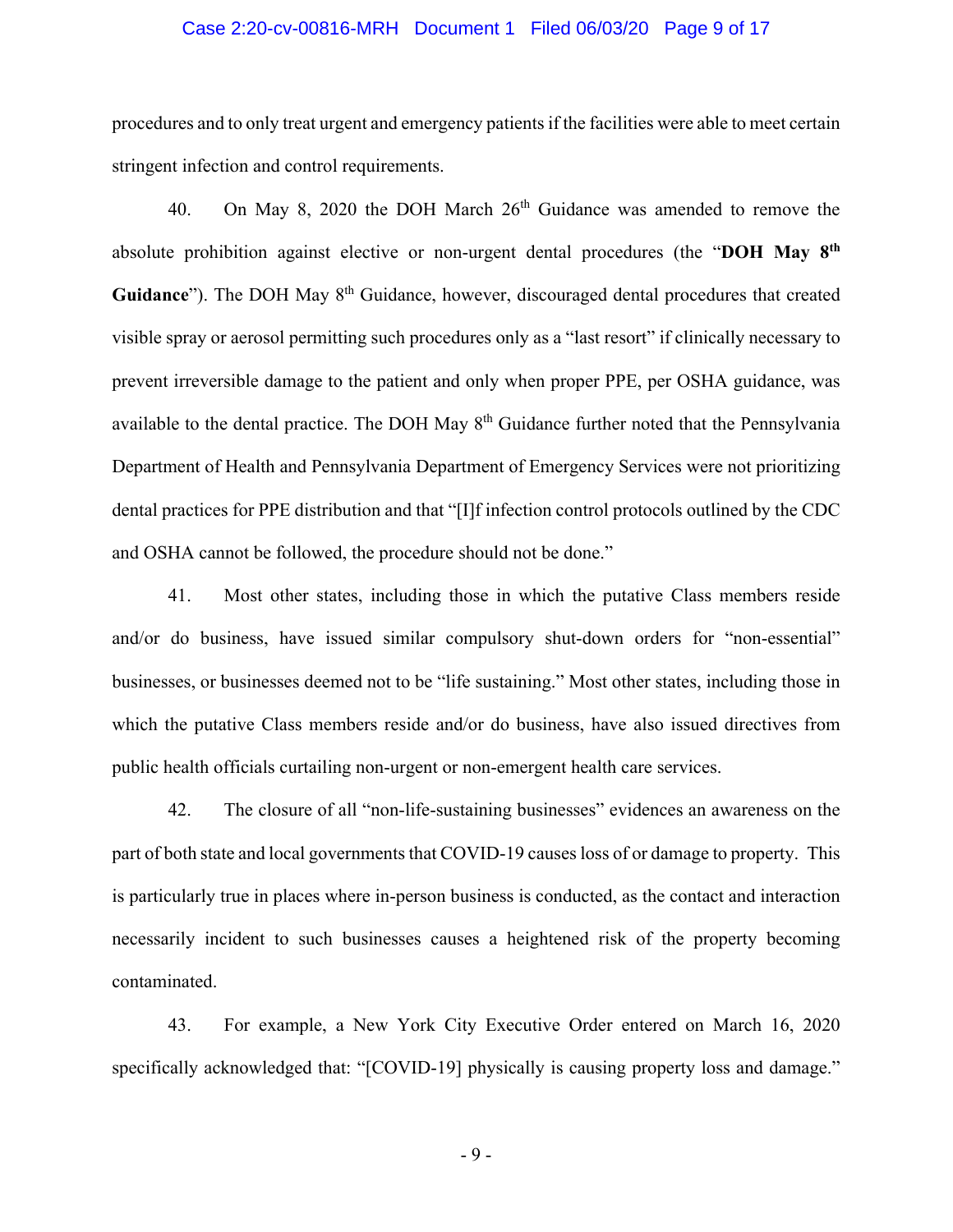procedures and to only treat urgent and emergency patients if the facilities were able to meet certain stringent infection and control requirements.

40. On May 8, 2020 the DOH March 26th Guidance was amended to remove the absolute prohibition against elective or non-urgent dental procedures (the "**DOH May 8th Guidance**"). The DOH May 8th Guidance, however, discouraged dental procedures that created visible spray or aerosol permitting such procedures only as a "last resort" if clinically necessary to prevent irreversible damage to the patient and only when proper PPE, per OSHA guidance, was available to the dental practice. The DOH May 8th Guidance further noted that the Pennsylvania Department of Health and Pennsylvania Department of Emergency Services were not prioritizing dental practices for PPE distribution and that "[I]f infection control protocols outlined by the CDC and OSHA cannot be followed, the procedure should not be done."

41. Most other states, including those in which the putative Class members reside and/or do business, have issued similar compulsory shut-down orders for "non-essential" businesses, or businesses deemed not to be "life sustaining." Most other states, including those in which the putative Class members reside and/or do business, have also issued directives from public health officials curtailing non-urgent or non-emergent health care services.

42. The closure of all "non-life-sustaining businesses" evidences an awareness on the part of both state and local governments that COVID-19 causes loss of or damage to property. This is particularly true in places where in-person business is conducted, as the contact and interaction necessarily incident to such businesses causes a heightened risk of the property becoming contaminated.

43. For example, a New York City Executive Order entered on March 16, 2020 specifically acknowledged that: "[COVID-19] physically is causing property loss and damage."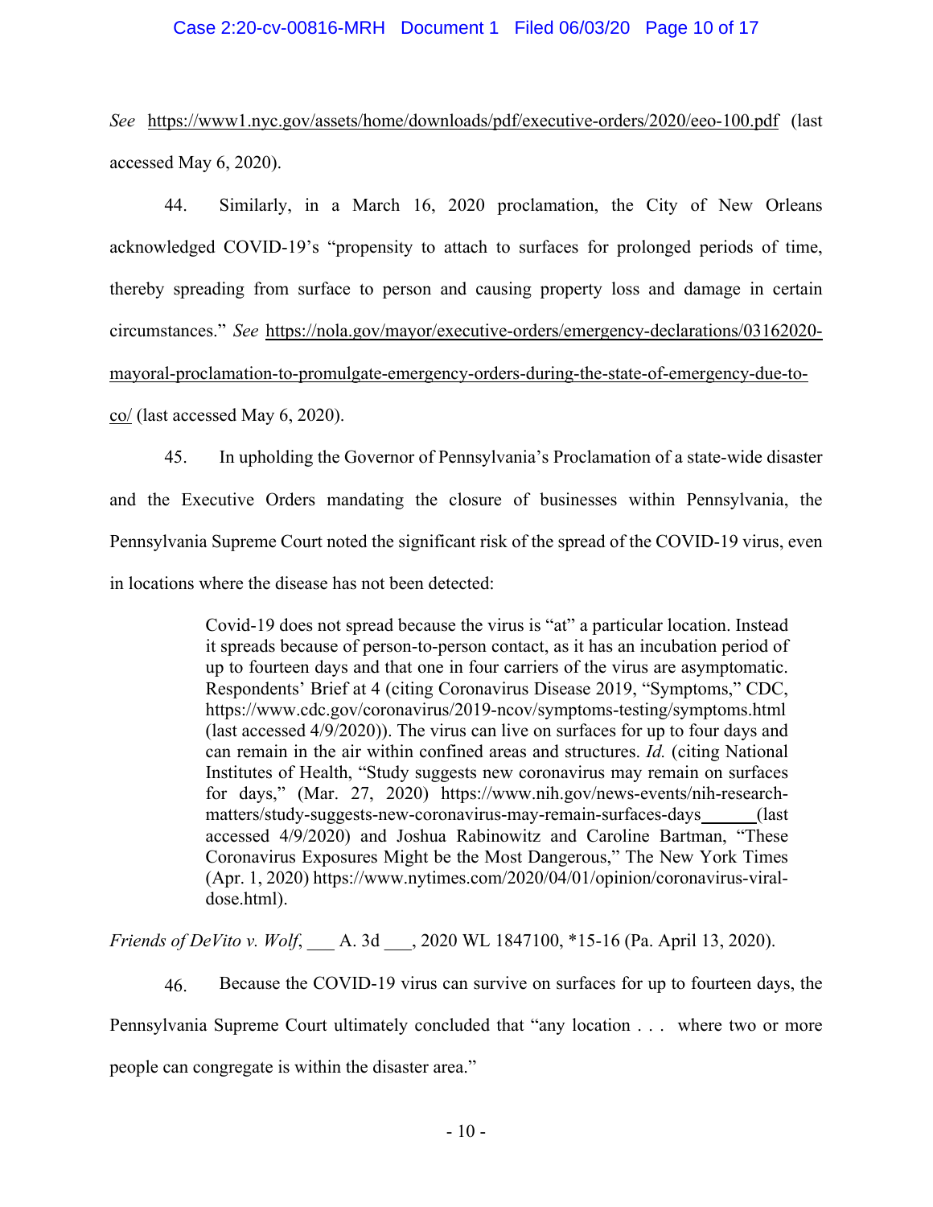*See* https://www1.nyc.gov/assets/home/downloads/pdf/executive-orders/2020/eeo-100.pdf (last accessed May 6, 2020).

44. Similarly, in a March 16, 2020 proclamation, the City of New Orleans acknowledged COVID-19's "propensity to attach to surfaces for prolonged periods of time, thereby spreading from surface to person and causing property loss and damage in certain circumstances." *See* https://nola.gov/mayor/executive-orders/emergency-declarations/03162020-mayoral-proclamation-to-promulgate-emergency-orders-during-the-state-of-emergency-due-to-co/ (last accessed May 6, 2020).

45. In upholding the Governor of Pennsylvania's Proclamation of a state-wide disaster and the Executive Orders mandating the closure of businesses within Pennsylvania, the Pennsylvania Supreme Court noted the significant risk of the spread of the COVID-19 virus, even in locations where the disease has not been detected:

> Covid-19 does not spread because the virus is "at" a particular location. Instead it spreads because of person-to-person contact, as it has an incubation period of up to fourteen days and that one in four carriers of the virus are asymptomatic. Respondents' Brief at 4 (citing Coronavirus Disease 2019, "Symptoms," CDC, https://www.cdc.gov/coronavirus/2019-ncov/symptoms-testing/symptoms.html (last accessed 4/9/2020)). The virus can live on surfaces for up to four days and can remain in the air within confined areas and structures. *Id.* (citing National Institutes of Health, "Study suggests new coronavirus may remain on surfaces for days," (Mar. 27, 2020) https://www.nih.gov/news-events/nih-research-matters/study-suggests-new-coronavirus-may-remain-surfaces-days (last accessed 4/9/2020) and Joshua Rabinowitz and Caroline Bartman, "These Coronavirus Exposures Might be the Most Dangerous," The New York Times (Apr. 1, 2020) https://www.nytimes.com/2020/04/01/opinion/coronavirus-viral-dose.html).

*Friends of DeVito v. Wolf*, ___ A. 3d ___, 2020 WL 1847100, *15-16 (Pa. April 13, 2020).

46. Because the COVID-19 virus can survive on surfaces for up to fourteen days, the Pennsylvania Supreme Court ultimately concluded that "any location . . . where two or more people can congregate is within the disaster area."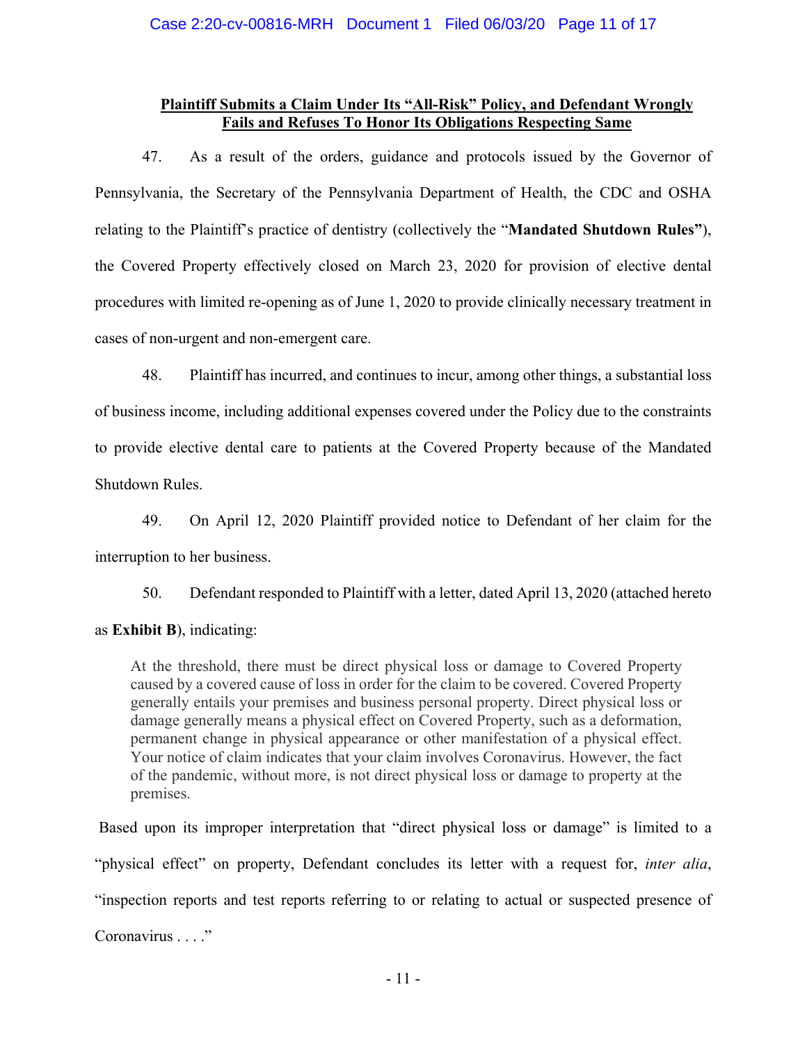**Plaintiff Submits a Claim Under Its "All-Risk" Policy, and Defendant Wrongly Fails and Refuses To Honor Its Obligations Respecting Same**

47. As a result of the orders, guidance and protocols issued by the Governor of Pennsylvania, the Secretary of the Pennsylvania Department of Health, the CDC and OSHA relating to the Plaintiff's practice of dentistry (collectively the "**Mandated Shutdown Rules"**), the Covered Property effectively closed on March 23, 2020 for provision of elective dental procedures with limited re-opening as of June 1, 2020 to provide clinically necessary treatment in cases of non-urgent and non-emergent care.

48. Plaintiff has incurred, and continues to incur, among other things, a substantial loss of business income, including additional expenses covered under the Policy due to the constraints to provide elective dental care to patients at the Covered Property because of the Mandated Shutdown Rules.

49. On April 12, 2020 Plaintiff provided notice to Defendant of her claim for the interruption to her business.

50. Defendant responded to Plaintiff with a letter, dated April 13, 2020 (attached hereto as **Exhibit B**), indicating:

> At the threshold, there must be direct physical loss or damage to Covered Property caused by a covered cause of loss in order for the claim to be covered. Covered Property generally entails your premises and business personal property. Direct physical loss or damage generally means a physical effect on Covered Property, such as a deformation, permanent change in physical appearance or other manifestation of a physical effect. Your notice of claim indicates that your claim involves Coronavirus. However, the fact of the pandemic, without more, is not direct physical loss or damage to property at the premises.

Based upon its improper interpretation that "direct physical loss or damage" is limited to a "physical effect" on property, Defendant concludes its letter with a request for, *inter alia*, "inspection reports and test reports referring to or relating to actual or suspected presence of Coronavirus . . . ."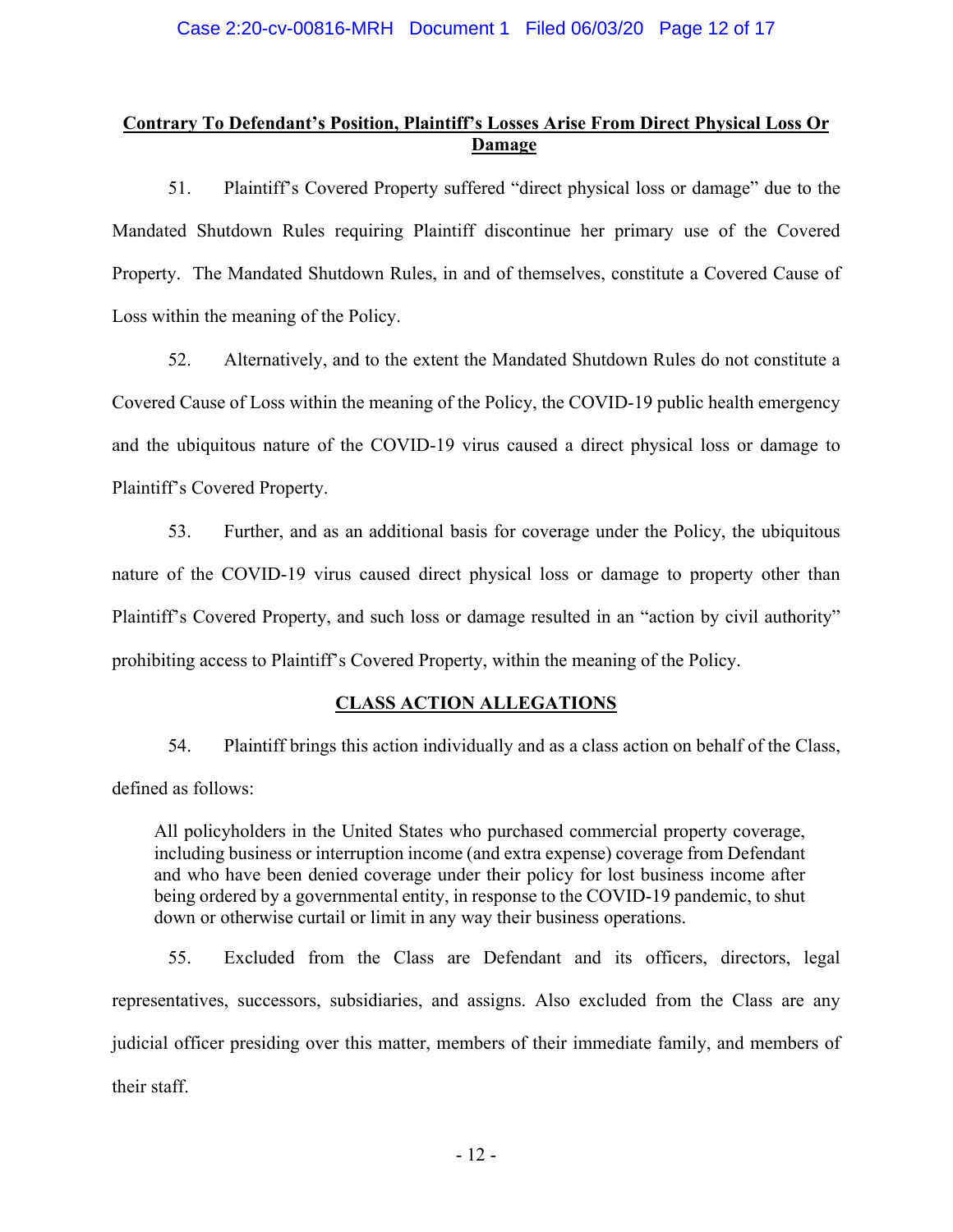**<u>Contrary To Defendant's Position, Plaintiff's Losses Arise From Direct Physical Loss Or Damage</u>**

51. Plaintiff's Covered Property suffered "direct physical loss or damage" due to the Mandated Shutdown Rules requiring Plaintiff discontinue her primary use of the Covered Property. The Mandated Shutdown Rules, in and of themselves, constitute a Covered Cause of Loss within the meaning of the Policy.

52. Alternatively, and to the extent the Mandated Shutdown Rules do not constitute a Covered Cause of Loss within the meaning of the Policy, the COVID-19 public health emergency and the ubiquitous nature of the COVID-19 virus caused a direct physical loss or damage to Plaintiff's Covered Property.

53. Further, and as an additional basis for coverage under the Policy, the ubiquitous nature of the COVID-19 virus caused direct physical loss or damage to property other than Plaintiff's Covered Property, and such loss or damage resulted in an "action by civil authority" prohibiting access to Plaintiff's Covered Property, within the meaning of the Policy.

**<u>CLASS ACTION ALLEGATIONS</u>**

54. Plaintiff brings this action individually and as a class action on behalf of the Class, defined as follows:

> All policyholders in the United States who purchased commercial property coverage, including business or interruption income (and extra expense) coverage from Defendant and who have been denied coverage under their policy for lost business income after being ordered by a governmental entity, in response to the COVID-19 pandemic, to shut down or otherwise curtail or limit in any way their business operations.

55. Excluded from the Class are Defendant and its officers, directors, legal representatives, successors, subsidiaries, and assigns. Also excluded from the Class are any judicial officer presiding over this matter, members of their immediate family, and members of their staff.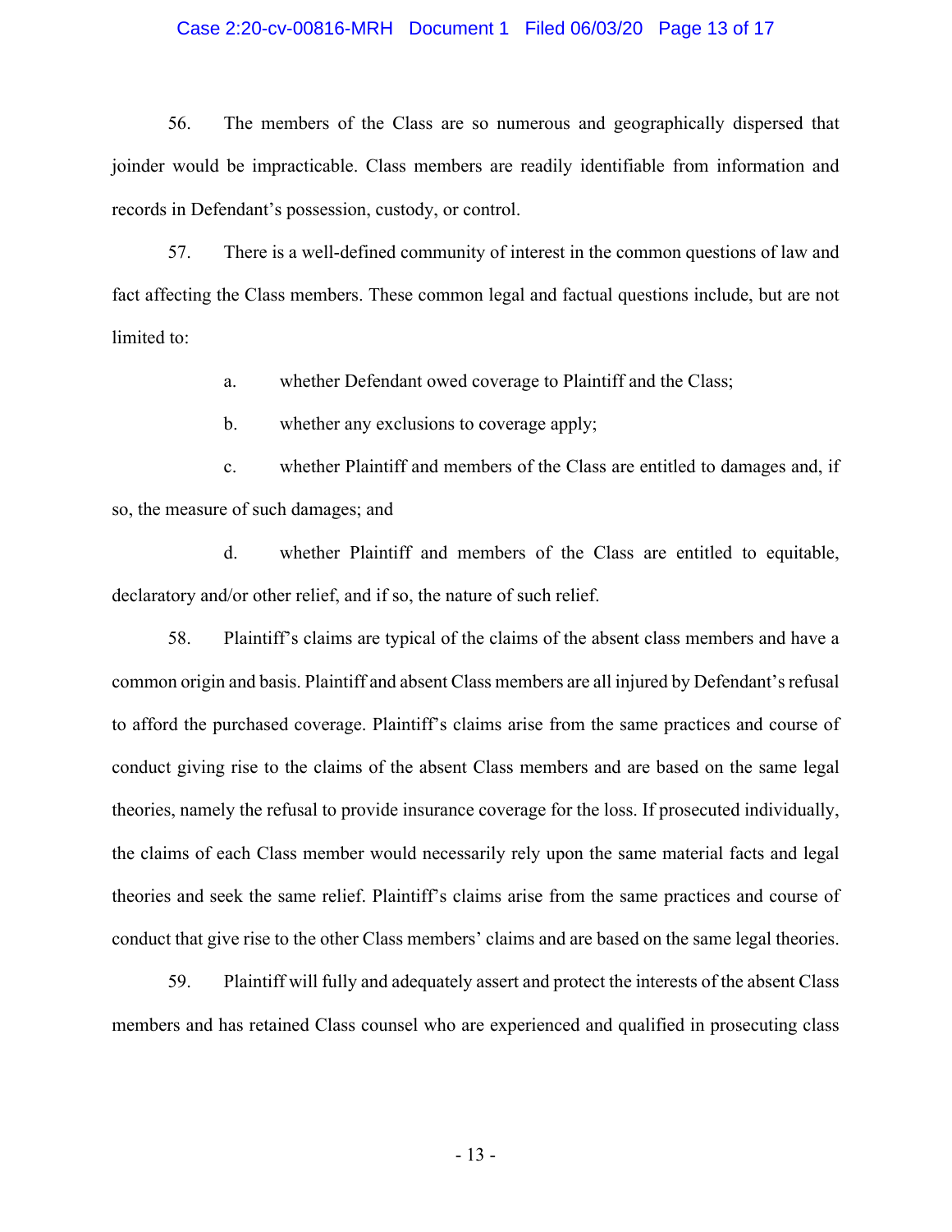56. The members of the Class are so numerous and geographically dispersed that joinder would be impracticable. Class members are readily identifiable from information and records in Defendant's possession, custody, or control.

57. There is a well-defined community of interest in the common questions of law and fact affecting the Class members. These common legal and factual questions include, but are not limited to:

a. whether Defendant owed coverage to Plaintiff and the Class;

b. whether any exclusions to coverage apply;

c. whether Plaintiff and members of the Class are entitled to damages and, if so, the measure of such damages; and

d. whether Plaintiff and members of the Class are entitled to equitable, declaratory and/or other relief, and if so, the nature of such relief.

58. Plaintiff's claims are typical of the claims of the absent class members and have a common origin and basis. Plaintiff and absent Class members are all injured by Defendant's refusal to afford the purchased coverage. Plaintiff's claims arise from the same practices and course of conduct giving rise to the claims of the absent Class members and are based on the same legal theories, namely the refusal to provide insurance coverage for the loss. If prosecuted individually, the claims of each Class member would necessarily rely upon the same material facts and legal theories and seek the same relief. Plaintiff's claims arise from the same practices and course of conduct that give rise to the other Class members' claims and are based on the same legal theories.

59. Plaintiff will fully and adequately assert and protect the interests of the absent Class members and has retained Class counsel who are experienced and qualified in prosecuting class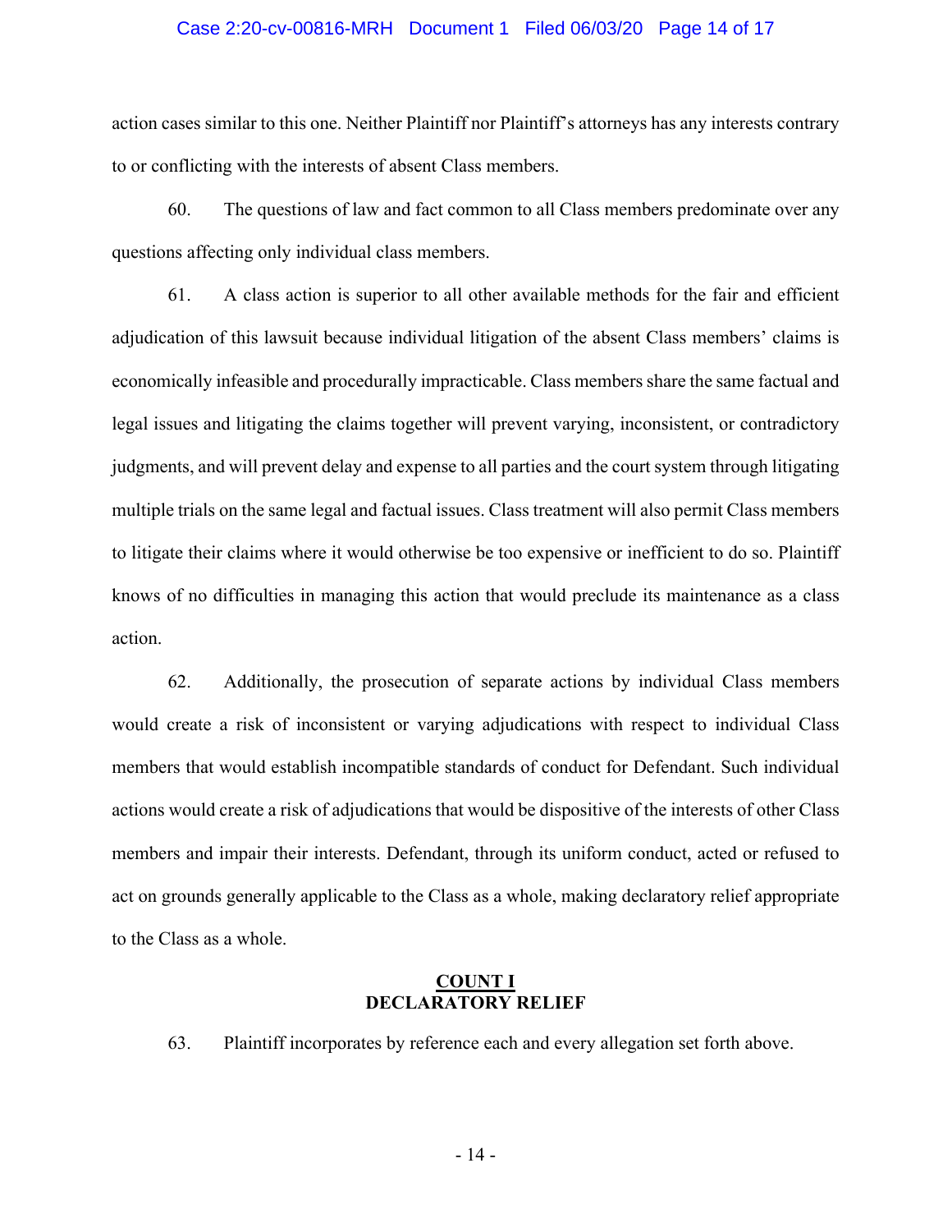action cases similar to this one. Neither Plaintiff nor Plaintiff's attorneys has any interests contrary to or conflicting with the interests of absent Class members.

60. The questions of law and fact common to all Class members predominate over any questions affecting only individual class members.

61. A class action is superior to all other available methods for the fair and efficient adjudication of this lawsuit because individual litigation of the absent Class members' claims is economically infeasible and procedurally impracticable. Class members share the same factual and legal issues and litigating the claims together will prevent varying, inconsistent, or contradictory judgments, and will prevent delay and expense to all parties and the court system through litigating multiple trials on the same legal and factual issues. Class treatment will also permit Class members to litigate their claims where it would otherwise be too expensive or inefficient to do so. Plaintiff knows of no difficulties in managing this action that would preclude its maintenance as a class action.

62. Additionally, the prosecution of separate actions by individual Class members would create a risk of inconsistent or varying adjudications with respect to individual Class members that would establish incompatible standards of conduct for Defendant. Such individual actions would create a risk of adjudications that would be dispositive of the interests of other Class members and impair their interests. Defendant, through its uniform conduct, acted or refused to act on grounds generally applicable to the Class as a whole, making declaratory relief appropriate to the Class as a whole.

## COUNT I
## DECLARATORY RELIEF

63. Plaintiff incorporates by reference each and every allegation set forth above.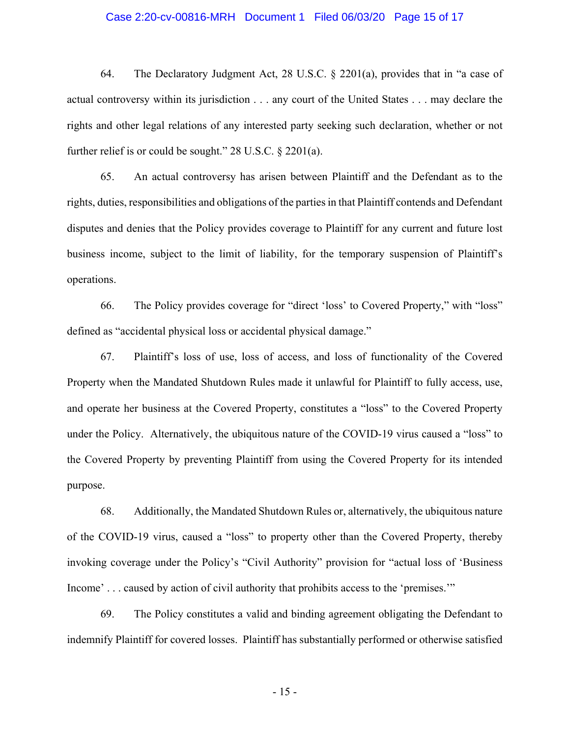64. The Declaratory Judgment Act, 28 U.S.C. § 2201(a), provides that in "a case of actual controversy within its jurisdiction . . . any court of the United States . . . may declare the rights and other legal relations of any interested party seeking such declaration, whether or not further relief is or could be sought." 28 U.S.C. § 2201(a).

65. An actual controversy has arisen between Plaintiff and the Defendant as to the rights, duties, responsibilities and obligations of the parties in that Plaintiff contends and Defendant disputes and denies that the Policy provides coverage to Plaintiff for any current and future lost business income, subject to the limit of liability, for the temporary suspension of Plaintiff's operations.

66. The Policy provides coverage for "direct 'loss' to Covered Property," with "loss" defined as "accidental physical loss or accidental physical damage."

67. Plaintiff's loss of use, loss of access, and loss of functionality of the Covered Property when the Mandated Shutdown Rules made it unlawful for Plaintiff to fully access, use, and operate her business at the Covered Property, constitutes a "loss" to the Covered Property under the Policy. Alternatively, the ubiquitous nature of the COVID-19 virus caused a "loss" to the Covered Property by preventing Plaintiff from using the Covered Property for its intended purpose.

68. Additionally, the Mandated Shutdown Rules or, alternatively, the ubiquitous nature of the COVID-19 virus, caused a "loss" to property other than the Covered Property, thereby invoking coverage under the Policy's "Civil Authority" provision for "actual loss of 'Business Income' . . . caused by action of civil authority that prohibits access to the 'premises.'"

69. The Policy constitutes a valid and binding agreement obligating the Defendant to indemnify Plaintiff for covered losses. Plaintiff has substantially performed or otherwise satisfied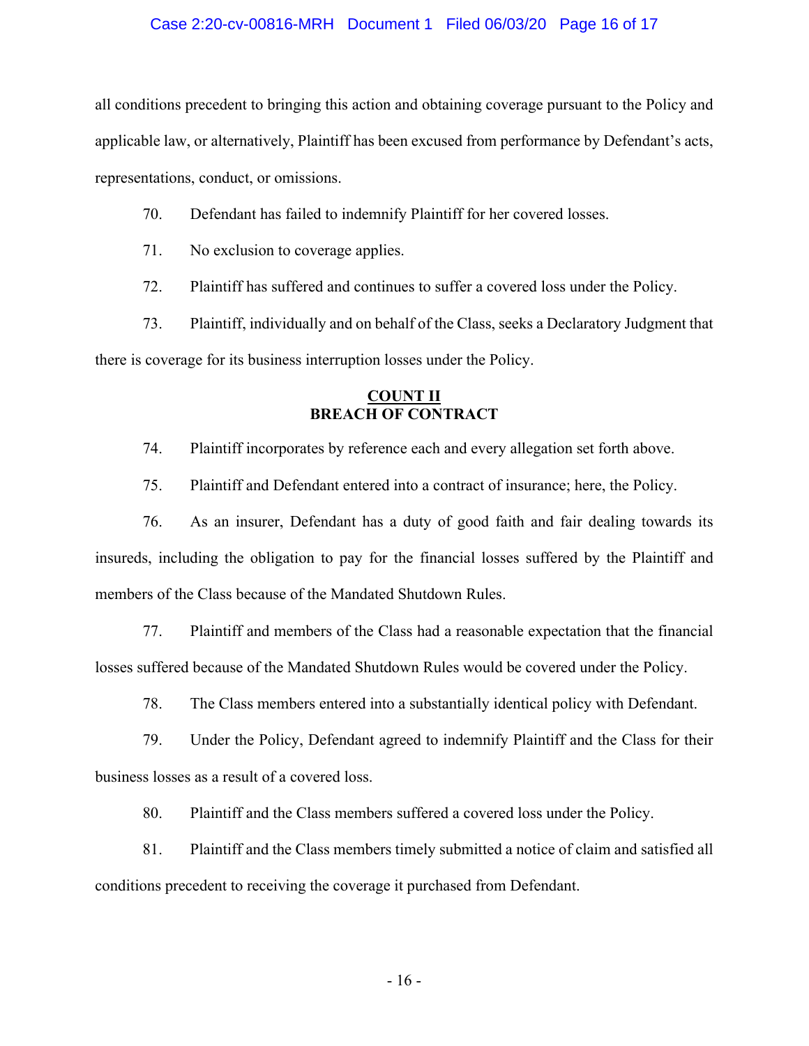all conditions precedent to bringing this action and obtaining coverage pursuant to the Policy and applicable law, or alternatively, Plaintiff has been excused from performance by Defendant's acts, representations, conduct, or omissions.

70. Defendant has failed to indemnify Plaintiff for her covered losses.

71. No exclusion to coverage applies.

72. Plaintiff has suffered and continues to suffer a covered loss under the Policy.

73. Plaintiff, individually and on behalf of the Class, seeks a Declaratory Judgment that there is coverage for its business interruption losses under the Policy.

## COUNT II
## BREACH OF CONTRACT

74. Plaintiff incorporates by reference each and every allegation set forth above.

75. Plaintiff and Defendant entered into a contract of insurance; here, the Policy.

76. As an insurer, Defendant has a duty of good faith and fair dealing towards its insureds, including the obligation to pay for the financial losses suffered by the Plaintiff and members of the Class because of the Mandated Shutdown Rules.

77. Plaintiff and members of the Class had a reasonable expectation that the financial losses suffered because of the Mandated Shutdown Rules would be covered under the Policy.

78. The Class members entered into a substantially identical policy with Defendant.

79. Under the Policy, Defendant agreed to indemnify Plaintiff and the Class for their business losses as a result of a covered loss.

80. Plaintiff and the Class members suffered a covered loss under the Policy.

81. Plaintiff and the Class members timely submitted a notice of claim and satisfied all conditions precedent to receiving the coverage it purchased from Defendant.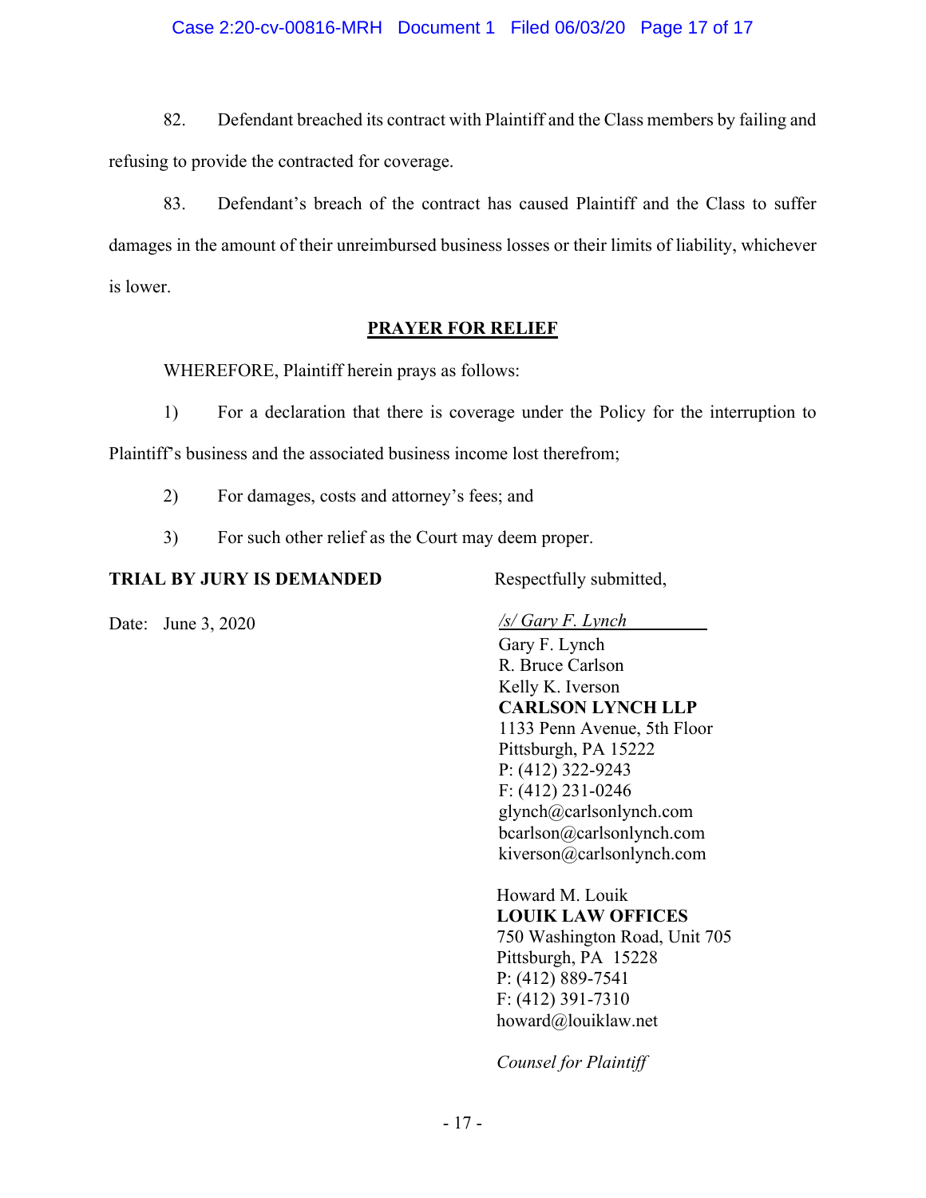82. Defendant breached its contract with Plaintiff and the Class members by failing and refusing to provide the contracted for coverage.

83. Defendant's breach of the contract has caused Plaintiff and the Class to suffer damages in the amount of their unreimbursed business losses or their limits of liability, whichever is lower.

## PRAYER FOR RELIEF

WHEREFORE, Plaintiff herein prays as follows:

1) For a declaration that there is coverage under the Policy for the interruption to Plaintiff's business and the associated business income lost therefrom;

2) For damages, costs and attorney's fees; and

3) For such other relief as the Court may deem proper.

**TRIAL BY JURY IS DEMANDED**

Date: June 3, 2020

Respectfully submitted,

*/s/ Gary F. Lynch*
Gary F. Lynch
R. Bruce Carlson
Kelly K. Iverson
**CARLSON LYNCH LLP**
1133 Penn Avenue, 5th Floor
Pittsburgh, PA 15222
P: (412) 322-9243
F: (412) 231-0246
glynch@carlsonlynch.com
bcarlson@carlsonlynch.com
kiverson@carlsonlynch.com

Howard M. Louik
**LOUIK LAW OFFICES**
750 Washington Road, Unit 705
Pittsburgh, PA 15228
P: (412) 889-7541
F: (412) 391-7310
howard@louiklaw.net

*Counsel for Plaintiff*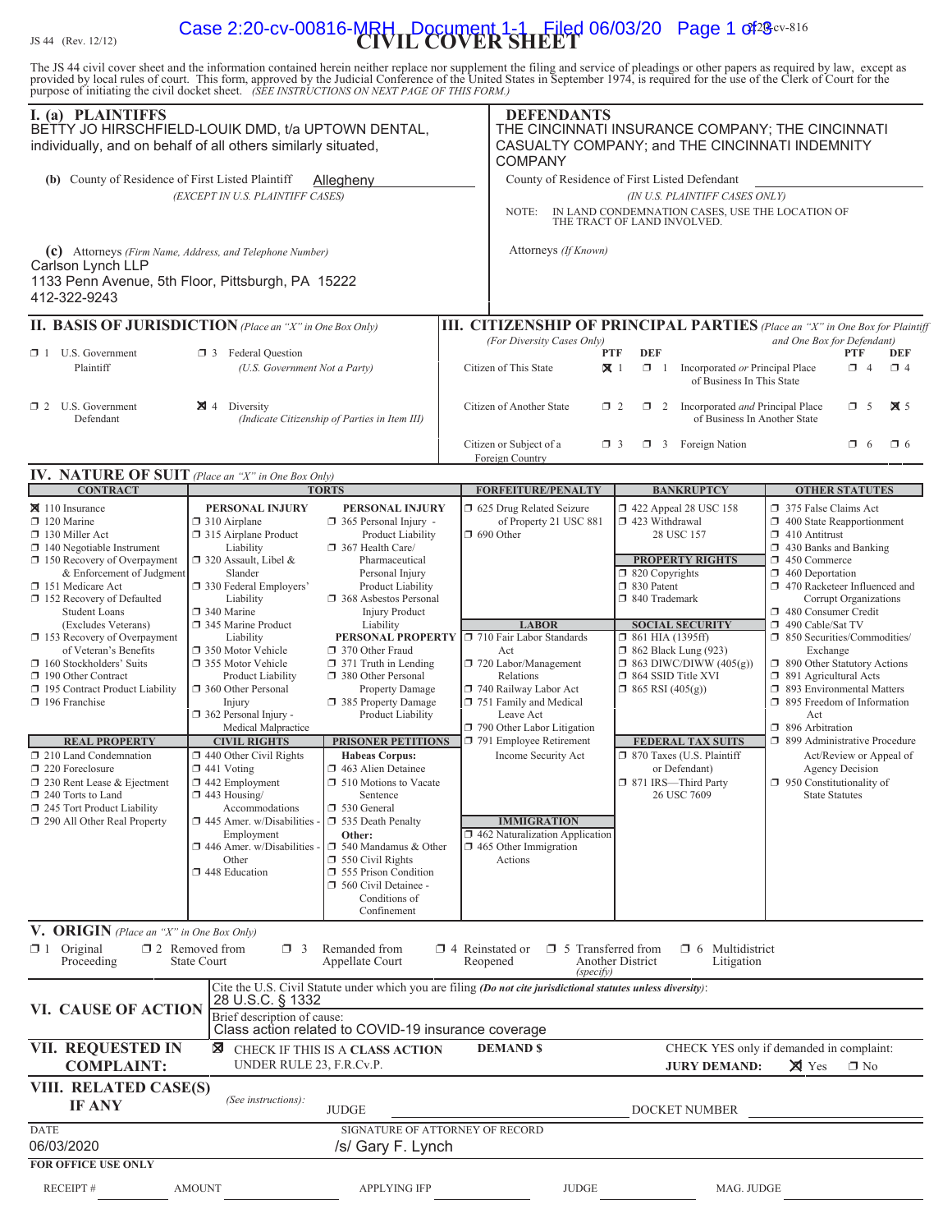JS 44 (Rev. 12/12)

2:20-cv-816

# CIVIL COVER SHEET

The JS 44 civil cover sheet and the information contained herein neither replace nor supplement the filing and service of pleadings or other papers as required by law, except as provided by local rules of court. This form, approved by the Judicial Conference of the United States in September 1974, is required for the use of the Clerk of Court for the purpose of initiating the civil docket sheet. *(SEE INSTRUCTIONS ON NEXT PAGE OF THIS FORM.)*

## I. (a) PLAINTIFFS

BETTY JO HIRSCHFIELD-LOUIK DMD, t/a UPTOWN DENTAL, individually, and on behalf of all others similarly situated,

**(b)** County of Residence of First Listed Plaintiff: Allegheny
*(EXCEPT IN U.S. PLAINTIFF CASES)*

**(c)** Attorneys *(Firm Name, Address, and Telephone Number)*
Carlson Lynch LLP
1133 Penn Avenue, 5th Floor, Pittsburgh, PA 15222
412-322-9243

## DEFENDANTS

THE CINCINNATI INSURANCE COMPANY; THE CINCINNATI CASUALTY COMPANY; and THE CINCINNATI INDEMNITY COMPANY

County of Residence of First Listed Defendant: 
*(IN U.S. PLAINTIFF CASES ONLY)*

NOTE: IN LAND CONDEMNATION CASES, USE THE LOCATION OF THE TRACT OF LAND INVOLVED.

Attorneys *(If Known)*

## II. BASIS OF JURISDICTION *(Place an "X" in One Box Only)*

- ☐ 1 U.S. Government Plaintiff
- ☐ 3 Federal Question (U.S. Government Not a Party)
- ☐ 2 U.S. Government Defendant
- ☒ 4 Diversity (Indicate Citizenship of Parties in Item III)

## III. CITIZENSHIP OF PRINCIPAL PARTIES *(Place an "X" in One Box for Plaintiff and One Box for Defendant)* *(For Diversity Cases Only)*

| | PTF | DEF | | PTF | DEF |
|---|---|---|---|---|---|
| Citizen of This State | ☒ 1 | ☐ 1 | Incorporated *or* Principal Place of Business In This State | ☐ 4 | ☐ 4 |
| Citizen of Another State | ☐ 2 | ☐ 2 | Incorporated *and* Principal Place of Business In Another State | ☐ 5 | ☒ 5 |
| Citizen or Subject of a Foreign Country | ☐ 3 | ☐ 3 | Foreign Nation | ☐ 6 | ☐ 6 |

## IV. NATURE OF SUIT *(Place an "X" in One Box Only)*

**CONTRACT**
- ☒ 110 Insurance
- ☐ 120 Marine
- ☐ 130 Miller Act
- ☐ 140 Negotiable Instrument
- ☐ 150 Recovery of Overpayment & Enforcement of Judgment
- ☐ 151 Medicare Act
- ☐ 152 Recovery of Defaulted Student Loans (Excludes Veterans)
- ☐ 153 Recovery of Overpayment of Veteran's Benefits
- ☐ 160 Stockholders' Suits
- ☐ 190 Other Contract
- ☐ 195 Contract Product Liability
- ☐ 196 Franchise

**REAL PROPERTY**
- ☐ 210 Land Condemnation
- ☐ 220 Foreclosure
- ☐ 230 Rent Lease & Ejectment
- ☐ 240 Torts to Land
- ☐ 245 Tort Product Liability
- ☐ 290 All Other Real Property

**TORTS — PERSONAL INJURY**
- ☐ 310 Airplane
- ☐ 315 Airplane Product Liability
- ☐ 320 Assault, Libel & Slander
- ☐ 330 Federal Employers' Liability
- ☐ 340 Marine
- ☐ 345 Marine Product Liability
- ☐ 350 Motor Vehicle
- ☐ 355 Motor Vehicle Product Liability
- ☐ 360 Other Personal Injury
- ☐ 362 Personal Injury - Medical Malpractice

**TORTS — PERSONAL INJURY**
- ☐ 365 Personal Injury - Product Liability
- ☐ 367 Health Care/ Pharmaceutical Personal Injury Product Liability
- ☐ 368 Asbestos Personal Injury Product Liability

**PERSONAL PROPERTY**
- ☐ 370 Other Fraud
- ☐ 371 Truth in Lending
- ☐ 380 Other Personal Property Damage
- ☐ 385 Property Damage Product Liability

**CIVIL RIGHTS**
- ☐ 440 Other Civil Rights
- ☐ 441 Voting
- ☐ 442 Employment
- ☐ 443 Housing/ Accommodations
- ☐ 445 Amer. w/Disabilities - Employment
- ☐ 446 Amer. w/Disabilities - Other
- ☐ 448 Education

**PRISONER PETITIONS**
- Habeas Corpus:
- ☐ 463 Alien Detainee
- ☐ 510 Motions to Vacate Sentence
- ☐ 530 General
- ☐ 535 Death Penalty
- Other:
- ☐ 540 Mandamus & Other
- ☐ 550 Civil Rights
- ☐ 555 Prison Condition
- ☐ 560 Civil Detainee - Conditions of Confinement

**FORFEITURE/PENALTY**
- ☐ 625 Drug Related Seizure of Property 21 USC 881
- ☐ 690 Other

**LABOR**
- ☐ 710 Fair Labor Standards Act
- ☐ 720 Labor/Management Relations
- ☐ 740 Railway Labor Act
- ☐ 751 Family and Medical Leave Act
- ☐ 790 Other Labor Litigation
- ☐ 791 Employee Retirement Income Security Act

**IMMIGRATION**
- ☐ 462 Naturalization Application
- ☐ 465 Other Immigration Actions

**BANKRUPTCY**
- ☐ 422 Appeal 28 USC 158
- ☐ 423 Withdrawal 28 USC 157

**PROPERTY RIGHTS**
- ☐ 820 Copyrights
- ☐ 830 Patent
- ☐ 840 Trademark

**SOCIAL SECURITY**
- ☐ 861 HIA (1395ff)
- ☐ 862 Black Lung (923)
- ☐ 863 DIWC/DIWW (405(g))
- ☐ 864 SSID Title XVI
- ☐ 865 RSI (405(g))

**FEDERAL TAX SUITS**
- ☐ 870 Taxes (U.S. Plaintiff or Defendant)
- ☐ 871 IRS—Third Party 26 USC 7609

**OTHER STATUTES**
- ☐ 375 False Claims Act
- ☐ 400 State Reapportionment
- ☐ 410 Antitrust
- ☐ 430 Banks and Banking
- ☐ 450 Commerce
- ☐ 460 Deportation
- ☐ 470 Racketeer Influenced and Corrupt Organizations
- ☐ 480 Consumer Credit
- ☐ 490 Cable/Sat TV
- ☐ 850 Securities/Commodities/ Exchange
- ☐ 890 Other Statutory Actions
- ☐ 891 Agricultural Acts
- ☐ 893 Environmental Matters
- ☐ 895 Freedom of Information Act
- ☐ 896 Arbitration
- ☐ 899 Administrative Procedure Act/Review or Appeal of Agency Decision
- ☐ 950 Constitutionality of State Statutes

## V. ORIGIN *(Place an "X" in One Box Only)*

- ☐ 1 Original Proceeding
- ☐ 2 Removed from State Court
- ☐ 3 Remanded from Appellate Court
- ☐ 4 Reinstated or Reopened
- ☐ 5 Transferred from Another District *(specify)*
- ☐ 6 Multidistrict Litigation

## VI. CAUSE OF ACTION

Cite the U.S. Civil Statute under which you are filing *(Do not cite jurisdictional statutes unless diversity)*: 28 U.S.C. § 1332

Brief description of cause: Class action related to COVID-19 insurance coverage

## VII. REQUESTED IN COMPLAINT:

☒ CHECK IF THIS IS A **CLASS ACTION** UNDER RULE 23, F.R.Cv.P.

**DEMAND $**

CHECK YES only if demanded in complaint: **JURY DEMAND:** ☒ Yes ☐ No

## VIII. RELATED CASE(S) IF ANY

*(See instructions):* JUDGE __________ DOCKET NUMBER __________

DATE: 06/03/2020

SIGNATURE OF ATTORNEY OF RECORD: /s/ Gary F. Lynch

**FOR OFFICE USE ONLY**

RECEIPT # __________ AMOUNT __________ APPLYING IFP __________ JUDGE __________ MAG. JUDGE __________